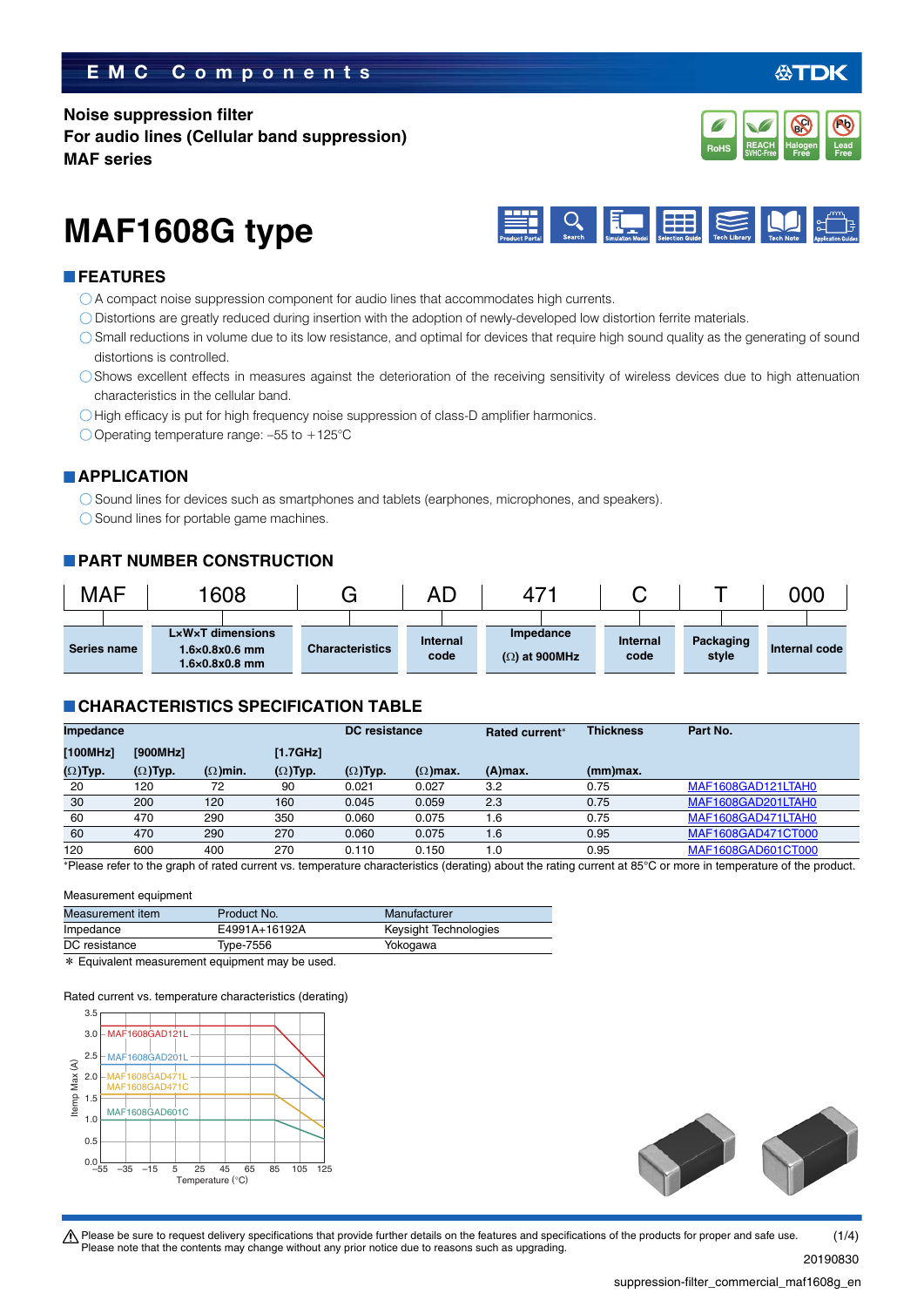EMC Components

**Noise suppression filter**
**For audio lines (Cellular band suppression)**
**MAF series**

# MAF1608G type

## FEATURES

- A compact noise suppression component for audio lines that accommodates high currents.
- Distortions are greatly reduced during insertion with the adoption of newly-developed low distortion ferrite materials.
- Small reductions in volume due to its low resistance, and optimal for devices that require high sound quality as the generating of sound distortions is controlled.
- Shows excellent effects in measures against the deterioration of the receiving sensitivity of wireless devices due to high attenuation characteristics in the cellular band.
- High efficacy is put for high frequency noise suppression of class-D amplifier harmonics.
- Operating temperature range: –55 to +125°C

## APPLICATION

- Sound lines for devices such as smartphones and tablets (earphones, microphones, and speakers).
- Sound lines for portable game machines.

## PART NUMBER CONSTRUCTION

| MAF | 1608 | G | AD | 471 | C | T | 000 |
|---|---|---|---|---|---|---|---|
| Series name | LxWxT dimensions<br>1.6x0.8x0.6 mm<br>1.6x0.8x0.8 mm | Characteristics | Internal code | Impedance<br>(Ω) at 900MHz | Internal code | Packaging style | Internal code |

## CHARACTERISTICS SPECIFICATION TABLE

| Impedance<br>[100MHz]<br>(Ω)Typ. | <br>[900MHz]<br>(Ω)Typ. | <br><br>(Ω)min. | <br>[1.7GHz]<br>(Ω)Typ. | DC resistance<br><br>(Ω)Typ. | <br><br>(Ω)max. | Rated current*<br><br>(A)max. | Thickness<br><br>(mm)max. | Part No. |
|---|---|---|---|---|---|---|---|---|
| 20 | 120 | 72 | 90 | 0.021 | 0.027 | 3.2 | 0.75 | MAF1608GAD121LTAH0 |
| 30 | 200 | 120 | 160 | 0.045 | 0.059 | 2.3 | 0.75 | MAF1608GAD201LTAH0 |
| 60 | 470 | 290 | 350 | 0.060 | 0.075 | 1.6 | 0.75 | MAF1608GAD471LTAH0 |
| 60 | 470 | 290 | 270 | 0.060 | 0.075 | 1.6 | 0.95 | MAF1608GAD471CT000 |
| 120 | 600 | 400 | 270 | 0.110 | 0.150 | 1.0 | 0.95 | MAF1608GAD601CT000 |

*Please refer to the graph of rated current vs. temperature characteristics (derating) about the rating current at 85°C or more in temperature of the product.

Measurement equipment

| Measurement item | Product No. | Manufacturer |
|---|---|---|
| Impedance | E4991A+16192A | Keysight Technologies |
| DC resistance | Type-7556 | Yokogawa |

* Equivalent measurement equipment may be used.

Rated current vs. temperature characteristics (derating)

Please be sure to request delivery specifications that provide further details on the features and specifications of the products for proper and safe use.
Please note that the contents may change without any prior notice due to reasons such as upgrading.

20190830

suppression-filter_commercial_maf1608g_en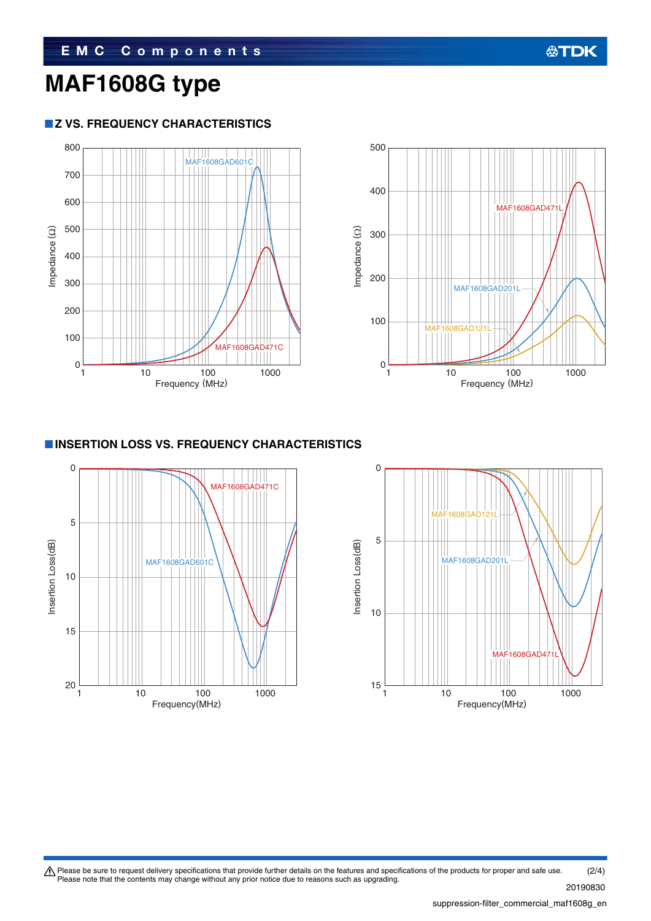# MAF1608G type

## Z VS. FREQUENCY CHARACTERISTICS

## INSERTION LOSS VS. FREQUENCY CHARACTERISTICS

⚠ Please be sure to request delivery specifications that provide further details on the features and specifications of the products for proper and safe use.
Please note that the contents may change without any prior notice due to reasons such as upgrading.

20190830

suppression-filter_commercial_maf1608g_en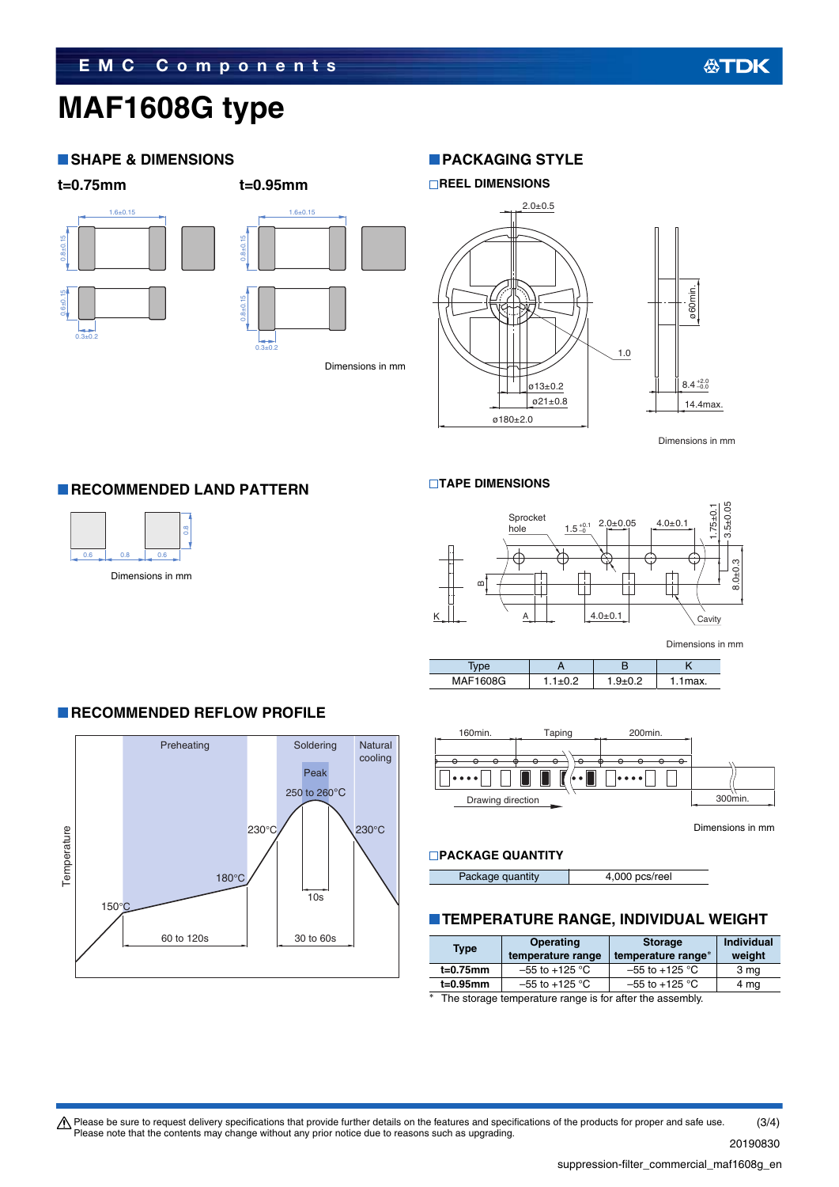# MAF1608G type

## SHAPE & DIMENSIONS

t=0.75mm

t=0.95mm

Dimensions in mm

## PACKAGING STYLE

### REEL DIMENSIONS

Dimensions in mm

## RECOMMENDED LAND PATTERN

Dimensions in mm

### TAPE DIMENSIONS

Dimensions in mm

| Type | A | B | K |
|---|---|---|---|
| MAF1608G | 1.1±0.2 | 1.9±0.2 | 1.1max. |

## RECOMMENDED REFLOW PROFILE

Dimensions in mm

### PACKAGE QUANTITY

| Package quantity | 4,000 pcs/reel |
|---|---|

## TEMPERATURE RANGE, INDIVIDUAL WEIGHT

| Type | Operating temperature range | Storage temperature range* | Individual weight |
|---|---|---|---|
| t=0.75mm | –55 to +125 °C | –55 to +125 °C | 3 mg |
| t=0.95mm | –55 to +125 °C | –55 to +125 °C | 4 mg |

\* The storage temperature range is for after the assembly.

⚠ Please be sure to request delivery specifications that provide further details on the features and specifications of the products for proper and safe use.
Please note that the contents may change without any prior notice due to reasons such as upgrading.

20190830

suppression-filter_commercial_maf1608g_en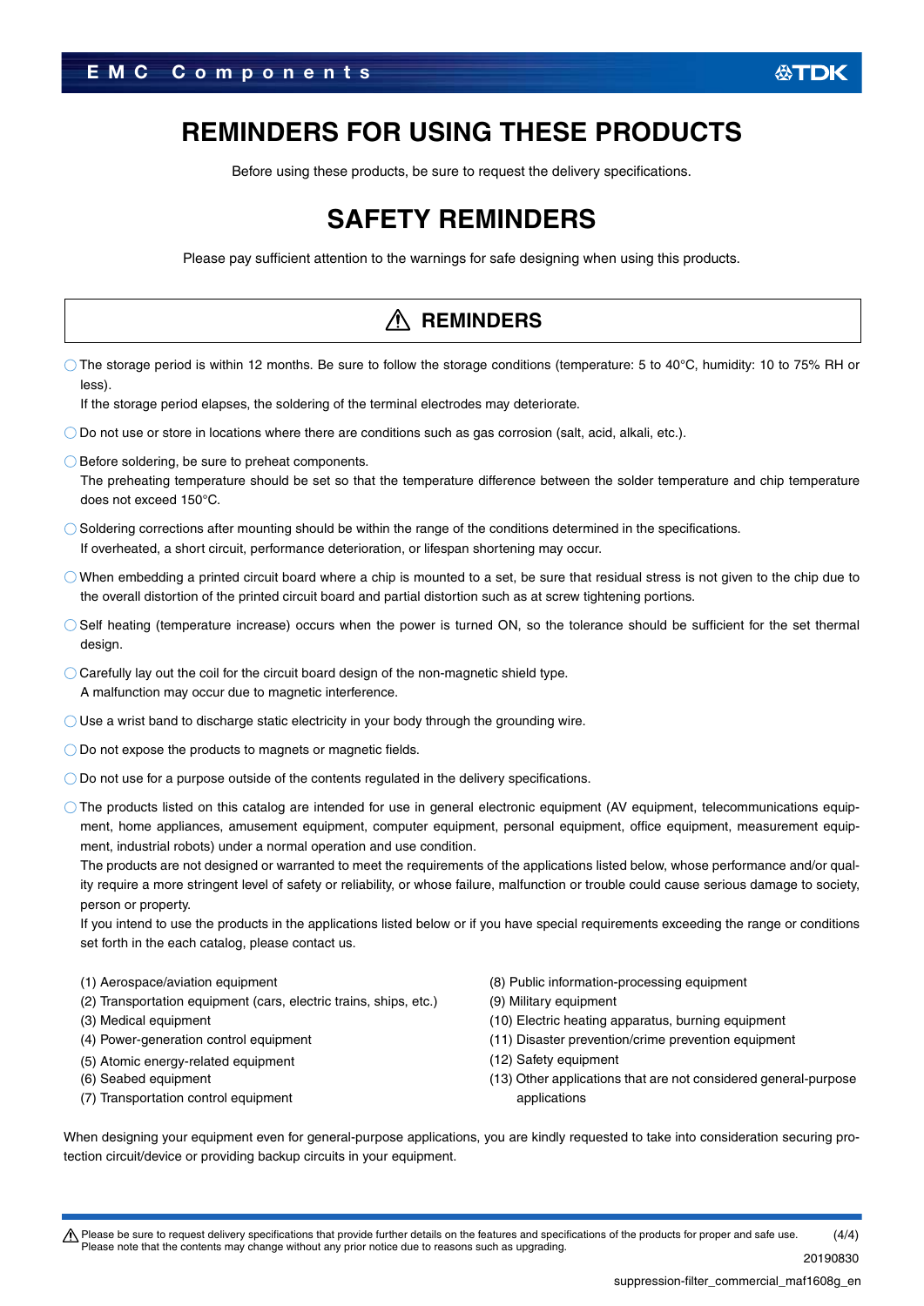# REMINDERS FOR USING THESE PRODUCTS

Before using these products, be sure to request the delivery specifications.

# SAFETY REMINDERS

Please pay sufficient attention to the warnings for safe designing when using this products.

## ⚠ REMINDERS

- The storage period is within 12 months. Be sure to follow the storage conditions (temperature: 5 to 40°C, humidity: 10 to 75% RH or less).
  If the storage period elapses, the soldering of the terminal electrodes may deteriorate.
- Do not use or store in locations where there are conditions such as gas corrosion (salt, acid, alkali, etc.).
- Before soldering, be sure to preheat components.
  The preheating temperature should be set so that the temperature difference between the solder temperature and chip temperature does not exceed 150°C.
- Soldering corrections after mounting should be within the range of the conditions determined in the specifications.
  If overheated, a short circuit, performance deterioration, or lifespan shortening may occur.
- When embedding a printed circuit board where a chip is mounted to a set, be sure that residual stress is not given to the chip due to the overall distortion of the printed circuit board and partial distortion such as at screw tightening portions.
- Self heating (temperature increase) occurs when the power is turned ON, so the tolerance should be sufficient for the set thermal design.
- Carefully lay out the coil for the circuit board design of the non-magnetic shield type.
  A malfunction may occur due to magnetic interference.
- Use a wrist band to discharge static electricity in your body through the grounding wire.
- Do not expose the products to magnets or magnetic fields.
- Do not use for a purpose outside of the contents regulated in the delivery specifications.
- The products listed on this catalog are intended for use in general electronic equipment (AV equipment, telecommunications equipment, home appliances, amusement equipment, computer equipment, personal equipment, office equipment, measurement equipment, industrial robots) under a normal operation and use condition.
  The products are not designed or warranted to meet the requirements of the applications listed below, whose performance and/or quality require a more stringent level of safety or reliability, or whose failure, malfunction or trouble could cause serious damage to society, person or property.
  If you intend to use the products in the applications listed below or if you have special requirements exceeding the range or conditions set forth in the each catalog, please contact us.

  (1) Aerospace/aviation equipment
  (2) Transportation equipment (cars, electric trains, ships, etc.)
  (3) Medical equipment
  (4) Power-generation control equipment
  (5) Atomic energy-related equipment
  (6) Seabed equipment
  (7) Transportation control equipment
  (8) Public information-processing equipment
  (9) Military equipment
  (10) Electric heating apparatus, burning equipment
  (11) Disaster prevention/crime prevention equipment
  (12) Safety equipment
  (13) Other applications that are not considered general-purpose applications

When designing your equipment even for general-purpose applications, you are kindly requested to take into consideration securing protection circuit/device or providing backup circuits in your equipment.